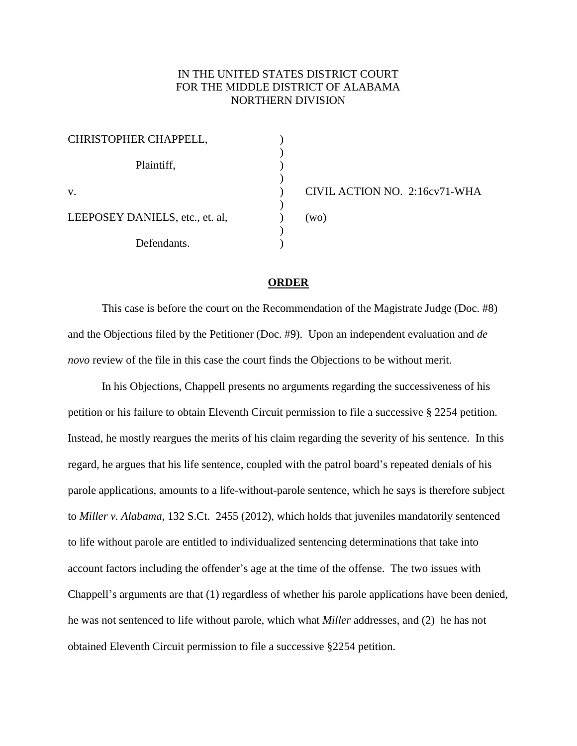IN THE UNITED STATES DISTRICT COURT
FOR THE MIDDLE DISTRICT OF ALABAMA
NORTHERN DIVISION

CHRISTOPHER CHAPPELL,

Plaintiff,

v.

LEEPOSEY DANIELS, etc., et. al,

Defendants.

CIVIL ACTION NO. 2:16cv71-WHA

(wo)

**ORDER**

This case is before the court on the Recommendation of the Magistrate Judge (Doc. #8) and the Objections filed by the Petitioner (Doc. #9). Upon an independent evaluation and *de novo* review of the file in this case the court finds the Objections to be without merit.

In his Objections, Chappell presents no arguments regarding the successiveness of his petition or his failure to obtain Eleventh Circuit permission to file a successive § 2254 petition. Instead, he mostly reargues the merits of his claim regarding the severity of his sentence. In this regard, he argues that his life sentence, coupled with the patrol board's repeated denials of his parole applications, amounts to a life-without-parole sentence, which he says is therefore subject to *Miller v. Alabama*, 132 S.Ct. 2455 (2012), which holds that juveniles mandatorily sentenced to life without parole are entitled to individualized sentencing determinations that take into account factors including the offender's age at the time of the offense. The two issues with Chappell's arguments are that (1) regardless of whether his parole applications have been denied, he was not sentenced to life without parole, which what *Miller* addresses, and (2) he has not obtained Eleventh Circuit permission to file a successive §2254 petition.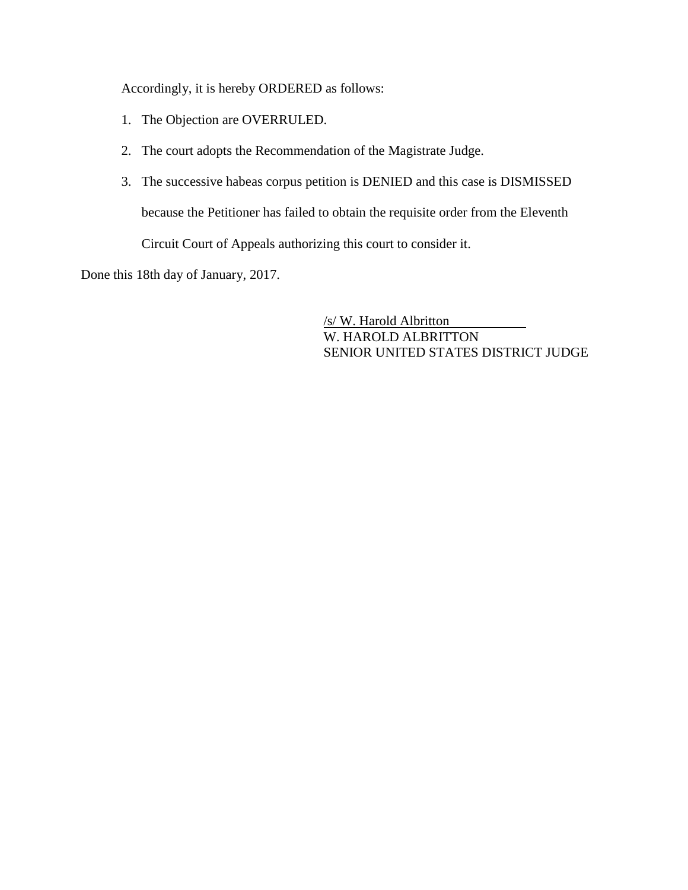Accordingly, it is hereby ORDERED as follows:

1. The Objection are OVERRULED.
2. The court adopts the Recommendation of the Magistrate Judge.
3. The successive habeas corpus petition is DENIED and this case is DISMISSED because the Petitioner has failed to obtain the requisite order from the Eleventh Circuit Court of Appeals authorizing this court to consider it.

Done this 18th day of January, 2017.

/s/ W. Harold Albritton
W. HAROLD ALBRITTON
SENIOR UNITED STATES DISTRICT JUDGE